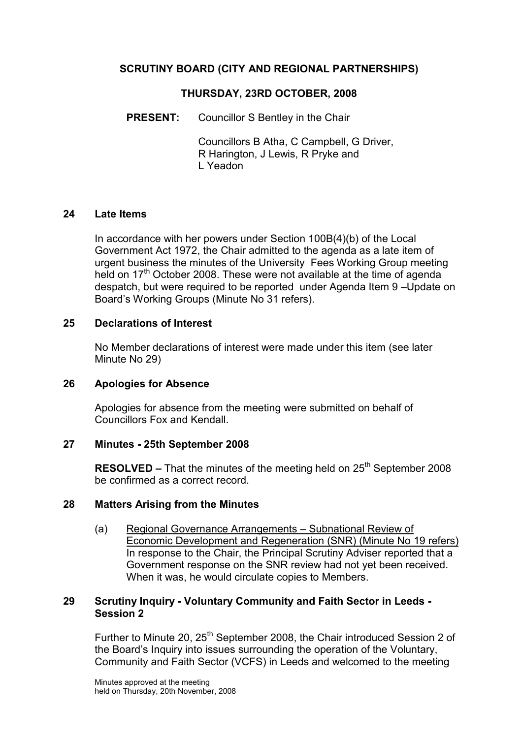# SCRUTINY BOARD (CITY AND REGIONAL PARTNERSHIPS)

## THURSDAY, 23RD OCTOBER, 2008

**PRESENT:** Councillor S Bentley in the Chair

Councillors B Atha, C Campbell, G Driver, R Harington, J Lewis, R Pryke and L Yeadon

### 24 Late Items

In accordance with her powers under Section 100B(4)(b) of the Local Government Act 1972, the Chair admitted to the agenda as a late item of urgent business the minutes of the University Fees Working Group meeting held on 17th October 2008. These were not available at the time of agenda despatch, but were required to be reported under Agenda Item 9 –Update on Board's Working Groups (Minute No 31 refers).

### 25 Declarations of Interest

No Member declarations of interest were made under this item (see later Minute No 29)

### 26 Apologies for Absence

Apologies for absence from the meeting were submitted on behalf of Councillors Fox and Kendall.

### 27 Minutes - 25th September 2008

**RESOLVED –** That the minutes of the meeting held on 25th September 2008 be confirmed as a correct record.

### 28 Matters Arising from the Minutes

(a) Regional Governance Arrangements – Subnational Review of Economic Development and Regeneration (SNR) (Minute No 19 refers) In response to the Chair, the Principal Scrutiny Adviser reported that a Government response on the SNR review had not yet been received. When it was, he would circulate copies to Members.

### 29 Scrutiny Inquiry - Voluntary Community and Faith Sector in Leeds - Session 2

Further to Minute 20, 25th September 2008, the Chair introduced Session 2 of the Board's Inquiry into issues surrounding the operation of the Voluntary, Community and Faith Sector (VCFS) in Leeds and welcomed to the meeting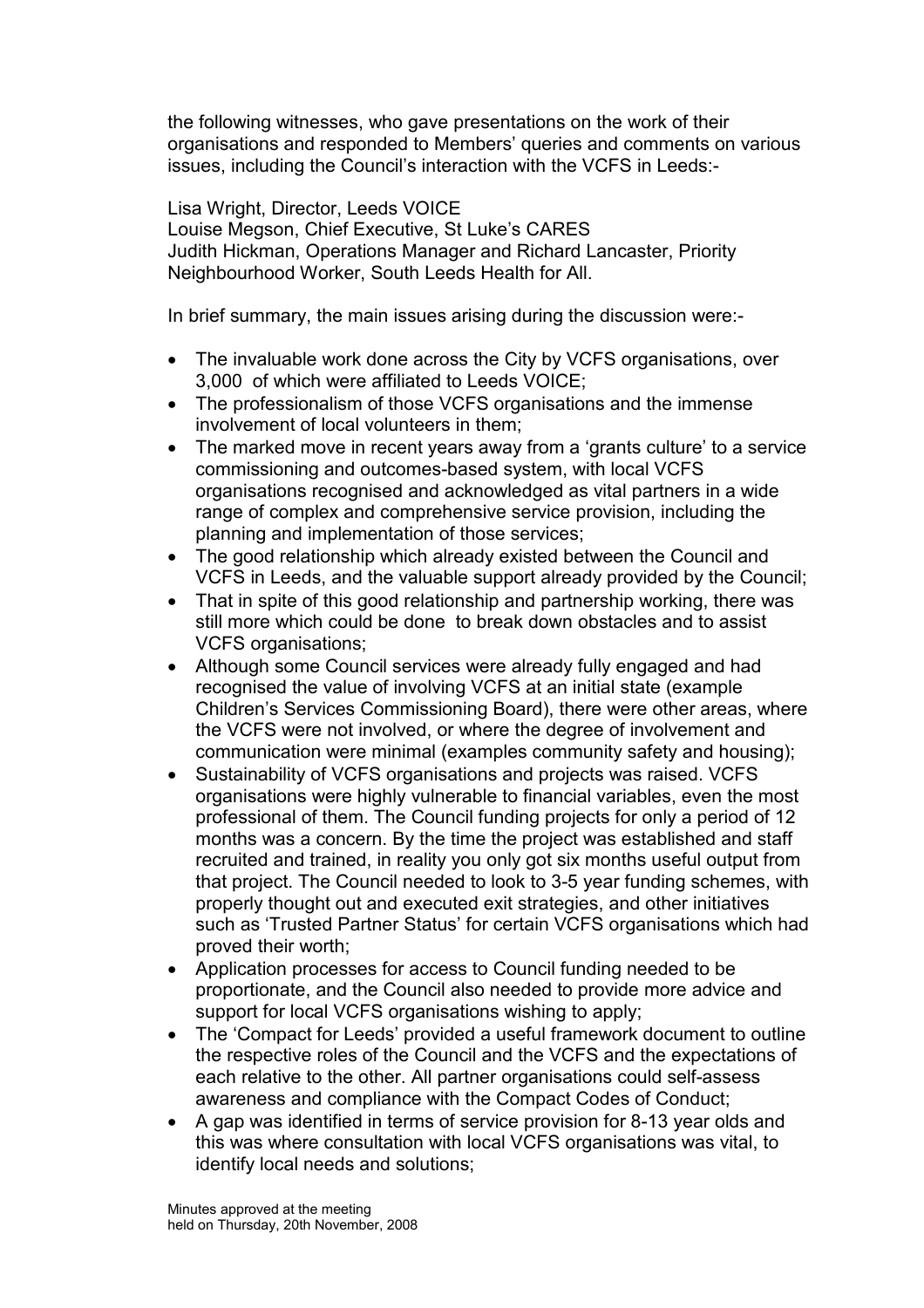the following witnesses, who gave presentations on the work of their organisations and responded to Members' queries and comments on various issues, including the Council's interaction with the VCFS in Leeds:-

Lisa Wright, Director, Leeds VOICE
Louise Megson, Chief Executive, St Luke's CARES
Judith Hickman, Operations Manager and Richard Lancaster, Priority Neighbourhood Worker, South Leeds Health for All.

In brief summary, the main issues arising during the discussion were:-

- The invaluable work done across the City by VCFS organisations, over 3,000 of which were affiliated to Leeds VOICE;
- The professionalism of those VCFS organisations and the immense involvement of local volunteers in them;
- The marked move in recent years away from a 'grants culture' to a service commissioning and outcomes-based system, with local VCFS organisations recognised and acknowledged as vital partners in a wide range of complex and comprehensive service provision, including the planning and implementation of those services;
- The good relationship which already existed between the Council and VCFS in Leeds, and the valuable support already provided by the Council;
- That in spite of this good relationship and partnership working, there was still more which could be done to break down obstacles and to assist VCFS organisations;
- Although some Council services were already fully engaged and had recognised the value of involving VCFS at an initial state (example Children's Services Commissioning Board), there were other areas, where the VCFS were not involved, or where the degree of involvement and communication were minimal (examples community safety and housing);
- Sustainability of VCFS organisations and projects was raised. VCFS organisations were highly vulnerable to financial variables, even the most professional of them. The Council funding projects for only a period of 12 months was a concern. By the time the project was established and staff recruited and trained, in reality you only got six months useful output from that project. The Council needed to look to 3-5 year funding schemes, with properly thought out and executed exit strategies, and other initiatives such as 'Trusted Partner Status' for certain VCFS organisations which had proved their worth;
- Application processes for access to Council funding needed to be proportionate, and the Council also needed to provide more advice and support for local VCFS organisations wishing to apply;
- The 'Compact for Leeds' provided a useful framework document to outline the respective roles of the Council and the VCFS and the expectations of each relative to the other. All partner organisations could self-assess awareness and compliance with the Compact Codes of Conduct;
- A gap was identified in terms of service provision for 8-13 year olds and this was where consultation with local VCFS organisations was vital, to identify local needs and solutions;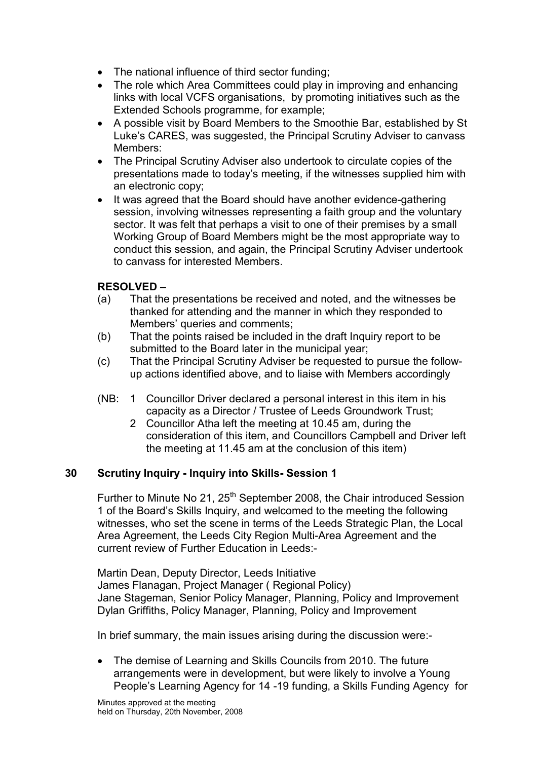- The national influence of third sector funding;
- The role which Area Committees could play in improving and enhancing links with local VCFS organisations, by promoting initiatives such as the Extended Schools programme, for example;
- A possible visit by Board Members to the Smoothie Bar, established by St Luke's CARES, was suggested, the Principal Scrutiny Adviser to canvass Members:
- The Principal Scrutiny Adviser also undertook to circulate copies of the presentations made to today's meeting, if the witnesses supplied him with an electronic copy;
- It was agreed that the Board should have another evidence-gathering session, involving witnesses representing a faith group and the voluntary sector. It was felt that perhaps a visit to one of their premises by a small Working Group of Board Members might be the most appropriate way to conduct this session, and again, the Principal Scrutiny Adviser undertook to canvass for interested Members.

**RESOLVED –**

(a) That the presentations be received and noted, and the witnesses be thanked for attending and the manner in which they responded to Members' queries and comments;

(b) That the points raised be included in the draft Inquiry report to be submitted to the Board later in the municipal year;

(c) That the Principal Scrutiny Adviser be requested to pursue the follow-up actions identified above, and to liaise with Members accordingly

(NB: 1 Councillor Driver declared a personal interest in this item in his capacity as a Director / Trustee of Leeds Groundwork Trust;
2 Councillor Atha left the meeting at 10.45 am, during the consideration of this item, and Councillors Campbell and Driver left the meeting at 11.45 am at the conclusion of this item)

## 30 Scrutiny Inquiry - Inquiry into Skills- Session 1

Further to Minute No 21, 25th September 2008, the Chair introduced Session 1 of the Board's Skills Inquiry, and welcomed to the meeting the following witnesses, who set the scene in terms of the Leeds Strategic Plan, the Local Area Agreement, the Leeds City Region Multi-Area Agreement and the current review of Further Education in Leeds:-

Martin Dean, Deputy Director, Leeds Initiative
James Flanagan, Project Manager ( Regional Policy)
Jane Stageman, Senior Policy Manager, Planning, Policy and Improvement
Dylan Griffiths, Policy Manager, Planning, Policy and Improvement

In brief summary, the main issues arising during the discussion were:-

- The demise of Learning and Skills Councils from 2010. The future arrangements were in development, but were likely to involve a Young People's Learning Agency for 14 -19 funding, a Skills Funding Agency for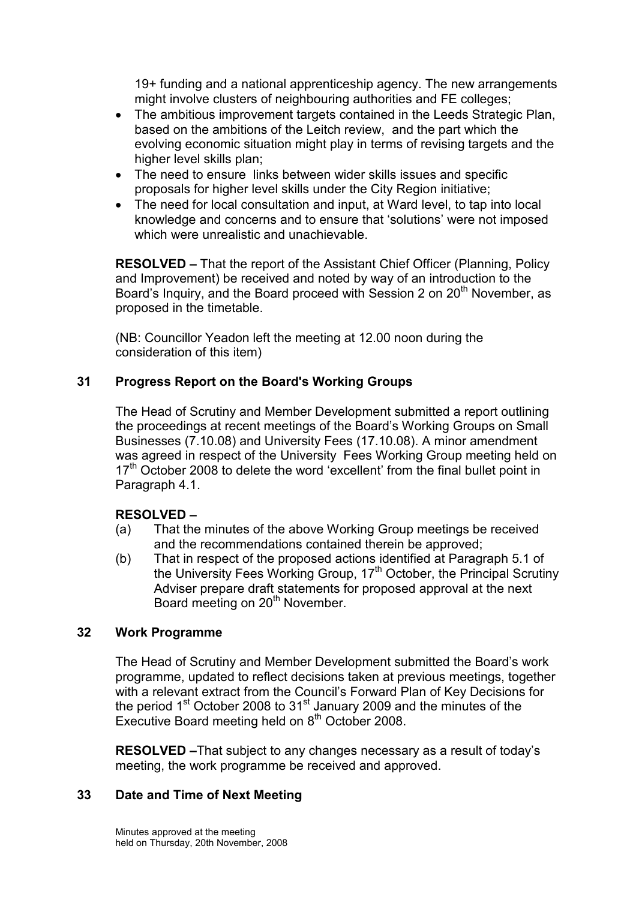19+ funding and a national apprenticeship agency. The new arrangements might involve clusters of neighbouring authorities and FE colleges;

- The ambitious improvement targets contained in the Leeds Strategic Plan, based on the ambitions of the Leitch review, and the part which the evolving economic situation might play in terms of revising targets and the higher level skills plan;
- The need to ensure links between wider skills issues and specific proposals for higher level skills under the City Region initiative;
- The need for local consultation and input, at Ward level, to tap into local knowledge and concerns and to ensure that 'solutions' were not imposed which were unrealistic and unachievable.

**RESOLVED –** That the report of the Assistant Chief Officer (Planning, Policy and Improvement) be received and noted by way of an introduction to the Board's Inquiry, and the Board proceed with Session 2 on 20th November, as proposed in the timetable.

(NB: Councillor Yeadon left the meeting at 12.00 noon during the consideration of this item)

## 31 Progress Report on the Board's Working Groups

The Head of Scrutiny and Member Development submitted a report outlining the proceedings at recent meetings of the Board's Working Groups on Small Businesses (7.10.08) and University Fees (17.10.08). A minor amendment was agreed in respect of the University Fees Working Group meeting held on 17th October 2008 to delete the word 'excellent' from the final bullet point in Paragraph 4.1.

**RESOLVED –**

(a) That the minutes of the above Working Group meetings be received and the recommendations contained therein be approved;

(b) That in respect of the proposed actions identified at Paragraph 5.1 of the University Fees Working Group, 17th October, the Principal Scrutiny Adviser prepare draft statements for proposed approval at the next Board meeting on 20th November.

## 32 Work Programme

The Head of Scrutiny and Member Development submitted the Board's work programme, updated to reflect decisions taken at previous meetings, together with a relevant extract from the Council's Forward Plan of Key Decisions for the period 1st October 2008 to 31st January 2009 and the minutes of the Executive Board meeting held on 8th October 2008.

**RESOLVED –**That subject to any changes necessary as a result of today's meeting, the work programme be received and approved.

## 33 Date and Time of Next Meeting

Minutes approved at the meeting held on Thursday, 20th November, 2008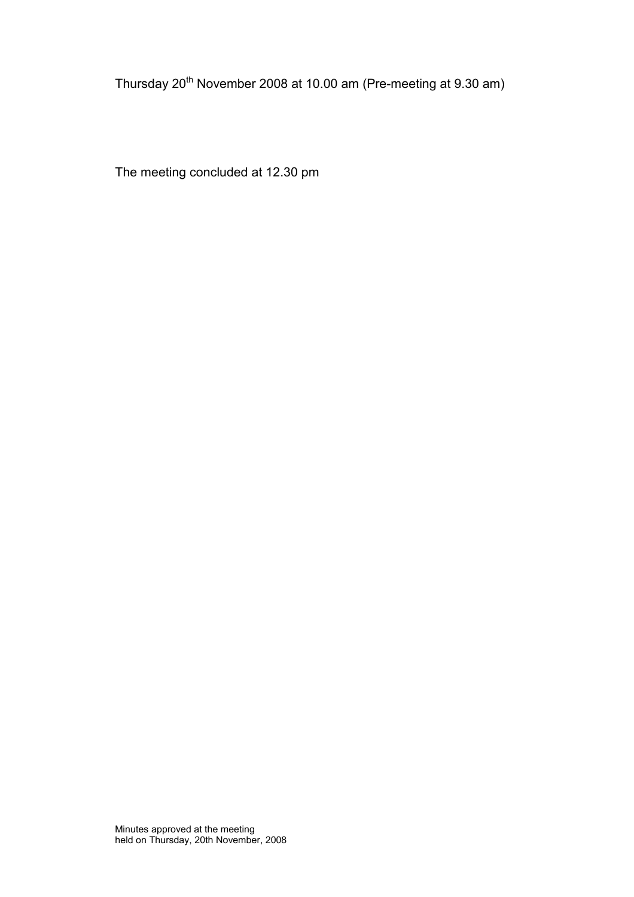Thursday 20th November 2008 at 10.00 am (Pre-meeting at 9.30 am)

The meeting concluded at 12.30 pm

Minutes approved at the meeting
held on Thursday, 20th November, 2008